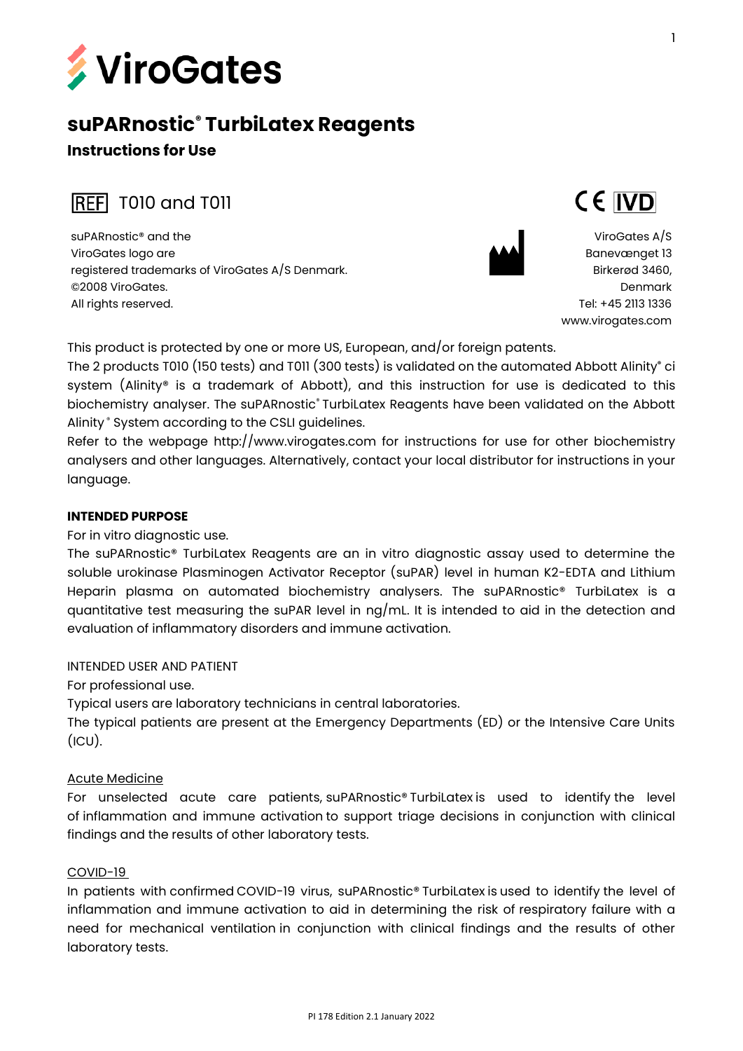# suPARnostic® TurbiLatex Reagents

## Instructions for Use

REF T010 and T011

CE IVD

suPARnostic® and the ViroGates logo are registered trademarks of ViroGates A/S Denmark.
©2008 ViroGates.
All rights reserved.

ViroGates A/S
Banevænget 13
Birkerød 3460,
Denmark
Tel: +45 2113 1336
www.virogates.com

This product is protected by one or more US, European, and/or foreign patents.
The 2 products T010 (150 tests) and T011 (300 tests) is validated on the automated Abbott Alinity® ci system (Alinity® is a trademark of Abbott), and this instruction for use is dedicated to this biochemistry analyser. The suPARnostic® TurbiLatex Reagents have been validated on the Abbott Alinity® System according to the CSLI guidelines.
Refer to the webpage http://www.virogates.com for instructions for use for other biochemistry analysers and other languages. Alternatively, contact your local distributor for instructions in your language.

**INTENDED PURPOSE**

For in vitro diagnostic use.
The suPARnostic® TurbiLatex Reagents are an in vitro diagnostic assay used to determine the soluble urokinase Plasminogen Activator Receptor (suPAR) level in human K2-EDTA and Lithium Heparin plasma on automated biochemistry analysers. The suPARnostic® TurbiLatex is a quantitative test measuring the suPAR level in ng/mL. It is intended to aid in the detection and evaluation of inflammatory disorders and immune activation.

INTENDED USER AND PATIENT

For professional use.
Typical users are laboratory technicians in central laboratories.
The typical patients are present at the Emergency Departments (ED) or the Intensive Care Units (ICU).

Acute Medicine

For unselected acute care patients, suPARnostic® TurbiLatex is used to identify the level of inflammation and immune activation to support triage decisions in conjunction with clinical findings and the results of other laboratory tests.

COVID-19

In patients with confirmed COVID-19 virus, suPARnostic® TurbiLatex is used to identify the level of inflammation and immune activation to aid in determining the risk of respiratory failure with a need for mechanical ventilation in conjunction with clinical findings and the results of other laboratory tests.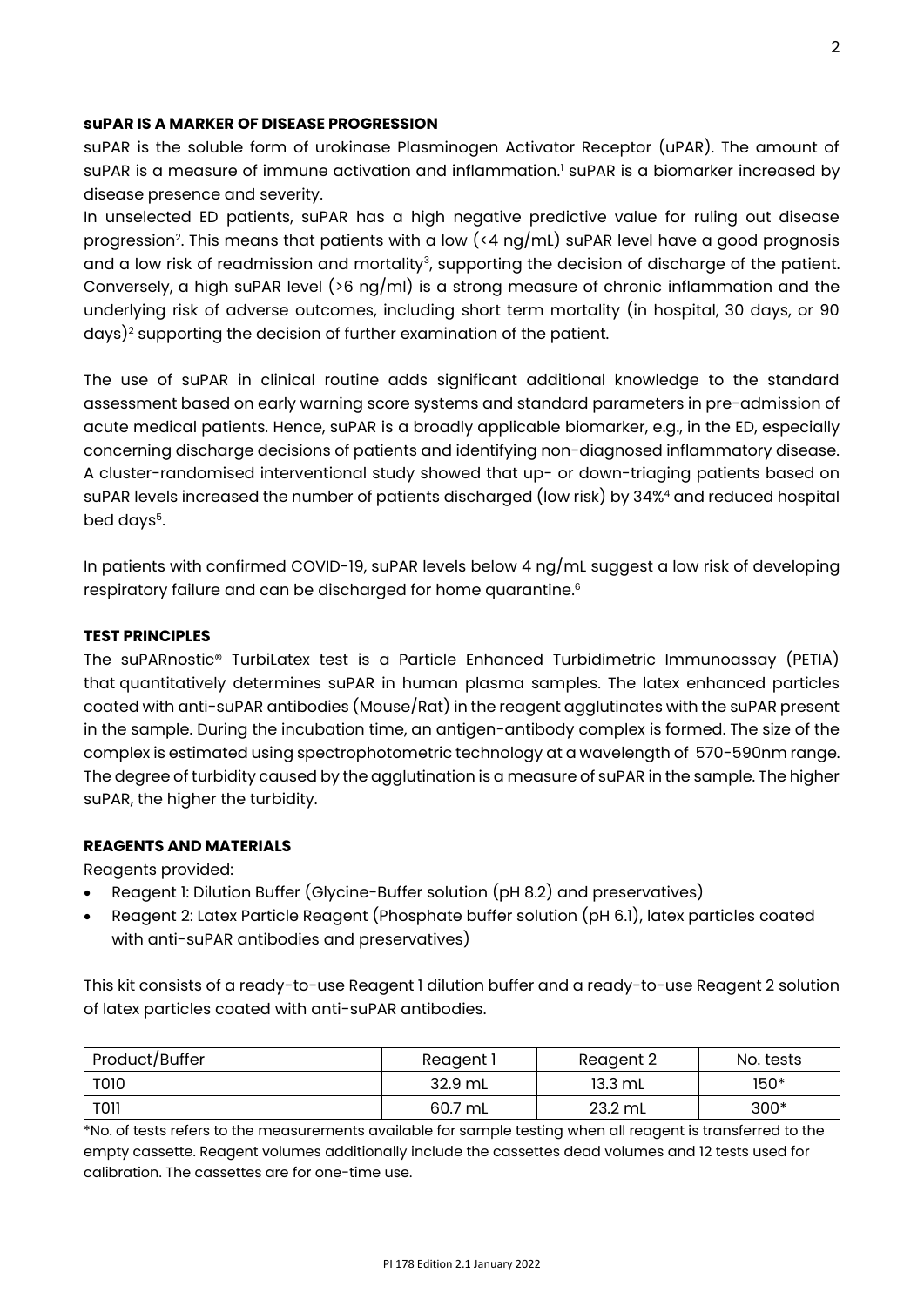## suPAR IS A MARKER OF DISEASE PROGRESSION

suPAR is the soluble form of urokinase Plasminogen Activator Receptor (uPAR). The amount of suPAR is a measure of immune activation and inflammation.[1] suPAR is a biomarker increased by disease presence and severity.

In unselected ED patients, suPAR has a high negative predictive value for ruling out disease progression[2]. This means that patients with a low (<4 ng/mL) suPAR level have a good prognosis and a low risk of readmission and mortality[3], supporting the decision of discharge of the patient. Conversely, a high suPAR level (>6 ng/ml) is a strong measure of chronic inflammation and the underlying risk of adverse outcomes, including short term mortality (in hospital, 30 days, or 90 days)[2] supporting the decision of further examination of the patient.

The use of suPAR in clinical routine adds significant additional knowledge to the standard assessment based on early warning score systems and standard parameters in pre-admission of acute medical patients. Hence, suPAR is a broadly applicable biomarker, e.g., in the ED, especially concerning discharge decisions of patients and identifying non-diagnosed inflammatory disease. A cluster-randomised interventional study showed that up- or down-triaging patients based on suPAR levels increased the number of patients discharged (low risk) by 34%[4] and reduced hospital bed days[5].

In patients with confirmed COVID-19, suPAR levels below 4 ng/mL suggest a low risk of developing respiratory failure and can be discharged for home quarantine.[6]

## TEST PRINCIPLES

The suPARnostic® TurbiLatex test is a Particle Enhanced Turbidimetric Immunoassay (PETIA) that quantitatively determines suPAR in human plasma samples. The latex enhanced particles coated with anti-suPAR antibodies (Mouse/Rat) in the reagent agglutinates with the suPAR present in the sample. During the incubation time, an antigen-antibody complex is formed. The size of the complex is estimated using spectrophotometric technology at a wavelength of 570-590nm range. The degree of turbidity caused by the agglutination is a measure of suPAR in the sample. The higher suPAR, the higher the turbidity.

## REAGENTS AND MATERIALS

Reagents provided:

- Reagent 1: Dilution Buffer (Glycine-Buffer solution (pH 8.2) and preservatives)
- Reagent 2: Latex Particle Reagent (Phosphate buffer solution (pH 6.1), latex particles coated with anti-suPAR antibodies and preservatives)

This kit consists of a ready-to-use Reagent 1 dilution buffer and a ready-to-use Reagent 2 solution of latex particles coated with anti-suPAR antibodies.

| Product/Buffer | Reagent 1 | Reagent 2 | No. tests |
|---|---|---|---|
| T010 | 32.9 mL | 13.3 mL | 150* |
| T011 | 60.7 mL | 23.2 mL | 300* |

*No. of tests refers to the measurements available for sample testing when all reagent is transferred to the empty cassette. Reagent volumes additionally include the cassettes dead volumes and 12 tests used for calibration. The cassettes are for one-time use.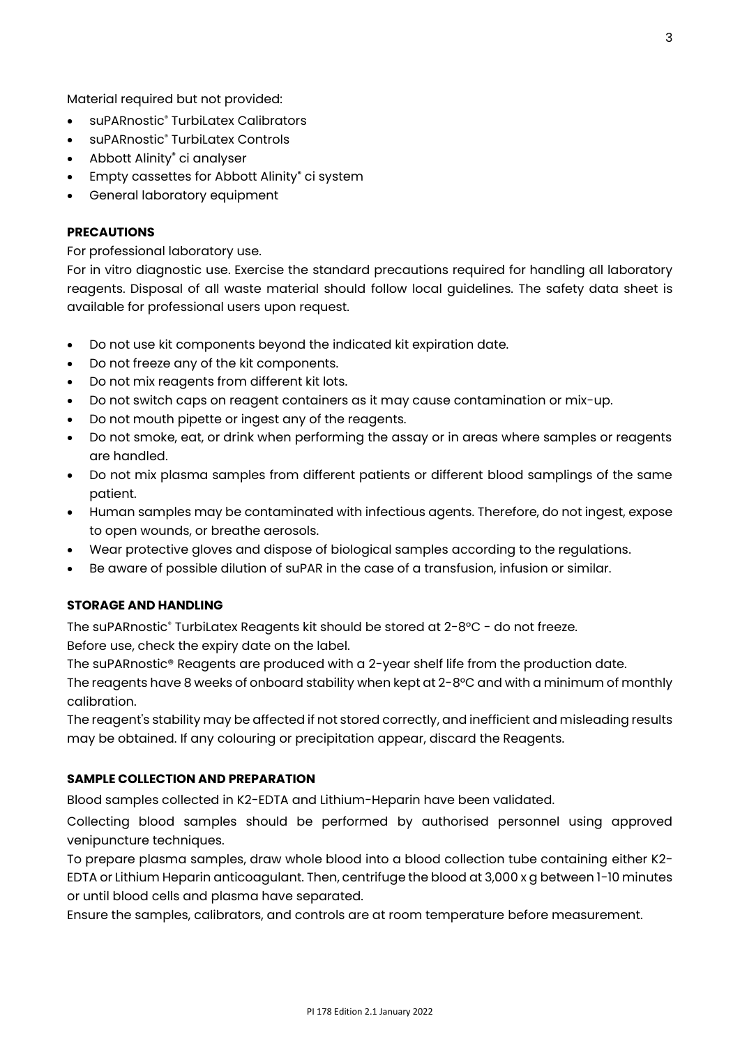Material required but not provided:

- suPARnostic® TurbiLatex Calibrators
- suPARnostic® TurbiLatex Controls
- Abbott Alinity® ci analyser
- Empty cassettes for Abbott Alinity® ci system
- General laboratory equipment

**PRECAUTIONS**

For professional laboratory use.

For in vitro diagnostic use. Exercise the standard precautions required for handling all laboratory reagents. Disposal of all waste material should follow local guidelines. The safety data sheet is available for professional users upon request.

- Do not use kit components beyond the indicated kit expiration date.
- Do not freeze any of the kit components.
- Do not mix reagents from different kit lots.
- Do not switch caps on reagent containers as it may cause contamination or mix-up.
- Do not mouth pipette or ingest any of the reagents.
- Do not smoke, eat, or drink when performing the assay or in areas where samples or reagents are handled.
- Do not mix plasma samples from different patients or different blood samplings of the same patient.
- Human samples may be contaminated with infectious agents. Therefore, do not ingest, expose to open wounds, or breathe aerosols.
- Wear protective gloves and dispose of biological samples according to the regulations.
- Be aware of possible dilution of suPAR in the case of a transfusion, infusion or similar.

**STORAGE AND HANDLING**

The suPARnostic® TurbiLatex Reagents kit should be stored at 2-8ºC - do not freeze.

Before use, check the expiry date on the label.

The suPARnostic® Reagents are produced with a 2-year shelf life from the production date.

The reagents have 8 weeks of onboard stability when kept at 2-8ºC and with a minimum of monthly calibration.

The reagent's stability may be affected if not stored correctly, and inefficient and misleading results may be obtained. If any colouring or precipitation appear, discard the Reagents.

**SAMPLE COLLECTION AND PREPARATION**

Blood samples collected in K2-EDTA and Lithium-Heparin have been validated.

Collecting blood samples should be performed by authorised personnel using approved venipuncture techniques.

To prepare plasma samples, draw whole blood into a blood collection tube containing either K2-EDTA or Lithium Heparin anticoagulant. Then, centrifuge the blood at 3,000 x g between 1-10 minutes or until blood cells and plasma have separated.

Ensure the samples, calibrators, and controls are at room temperature before measurement.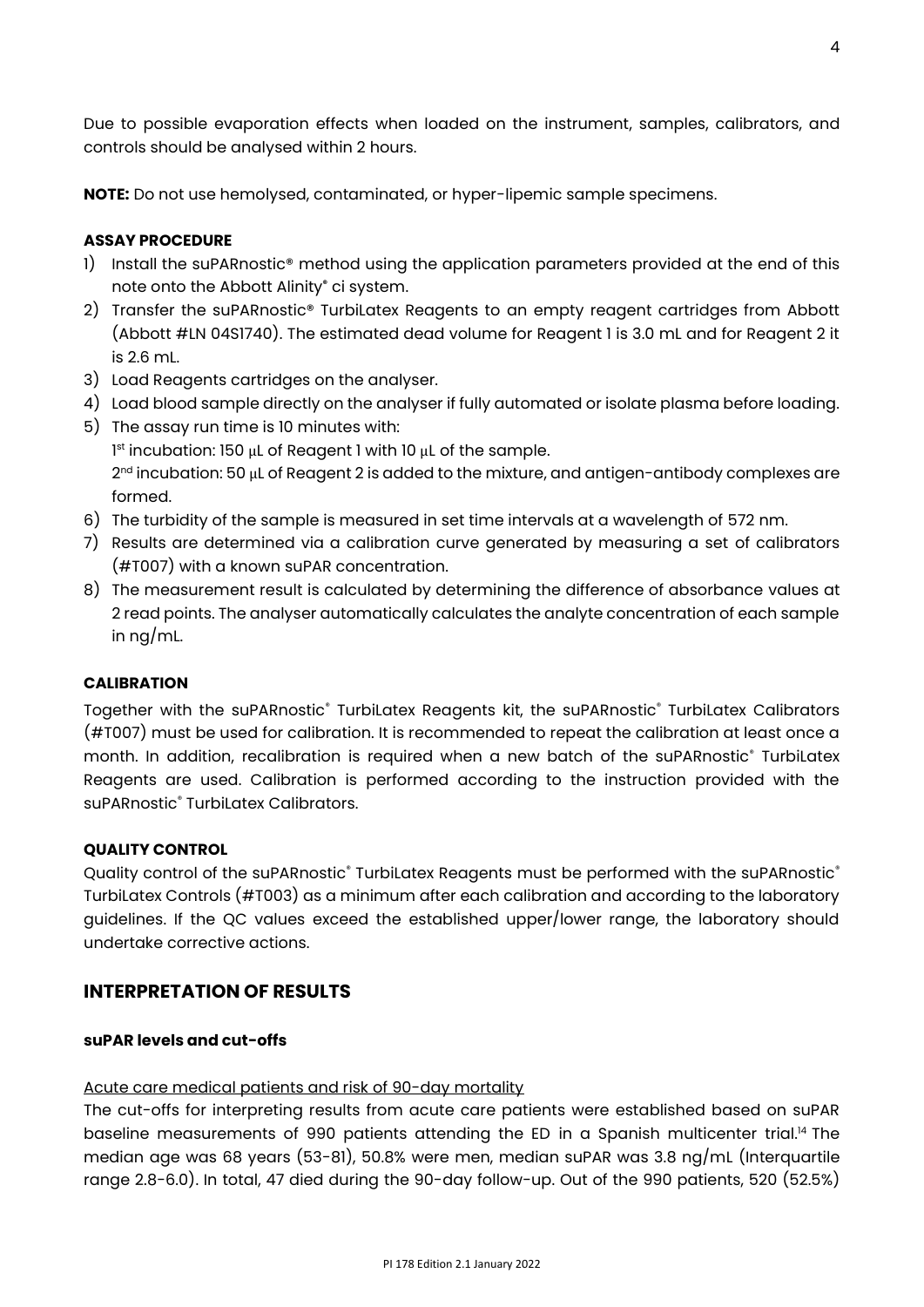Due to possible evaporation effects when loaded on the instrument, samples, calibrators, and controls should be analysed within 2 hours.

**NOTE:** Do not use hemolysed, contaminated, or hyper-lipemic sample specimens.

**ASSAY PROCEDURE**

1) Install the suPARnostic® method using the application parameters provided at the end of this note onto the Abbott Alinity® ci system.
2) Transfer the suPARnostic® TurbiLatex Reagents to an empty reagent cartridges from Abbott (Abbott #LN 04S1740). The estimated dead volume for Reagent 1 is 3.0 mL and for Reagent 2 it is 2.6 mL.
3) Load Reagents cartridges on the analyser.
4) Load blood sample directly on the analyser if fully automated or isolate plasma before loading.
5) The assay run time is 10 minutes with:
   1st incubation: 150 µL of Reagent 1 with 10 µL of the sample.
   2nd incubation: 50 µL of Reagent 2 is added to the mixture, and antigen-antibody complexes are formed.
6) The turbidity of the sample is measured in set time intervals at a wavelength of 572 nm.
7) Results are determined via a calibration curve generated by measuring a set of calibrators (#T007) with a known suPAR concentration.
8) The measurement result is calculated by determining the difference of absorbance values at 2 read points. The analyser automatically calculates the analyte concentration of each sample in ng/mL.

**CALIBRATION**

Together with the suPARnostic® TurbiLatex Reagents kit, the suPARnostic® TurbiLatex Calibrators (#T007) must be used for calibration. It is recommended to repeat the calibration at least once a month. In addition, recalibration is required when a new batch of the suPARnostic® TurbiLatex Reagents are used. Calibration is performed according to the instruction provided with the suPARnostic® TurbiLatex Calibrators.

**QUALITY CONTROL**

Quality control of the suPARnostic® TurbiLatex Reagents must be performed with the suPARnostic® TurbiLatex Controls (#T003) as a minimum after each calibration and according to the laboratory guidelines. If the QC values exceed the established upper/lower range, the laboratory should undertake corrective actions.

## INTERPRETATION OF RESULTS

### suPAR levels and cut-offs

Acute care medical patients and risk of 90-day mortality

The cut-offs for interpreting results from acute care patients were established based on suPAR baseline measurements of 990 patients attending the ED in a Spanish multicenter trial.[14] The median age was 68 years (53-81), 50.8% were men, median suPAR was 3.8 ng/mL (Interquartile range 2.8-6.0). In total, 47 died during the 90-day follow-up. Out of the 990 patients, 520 (52.5%)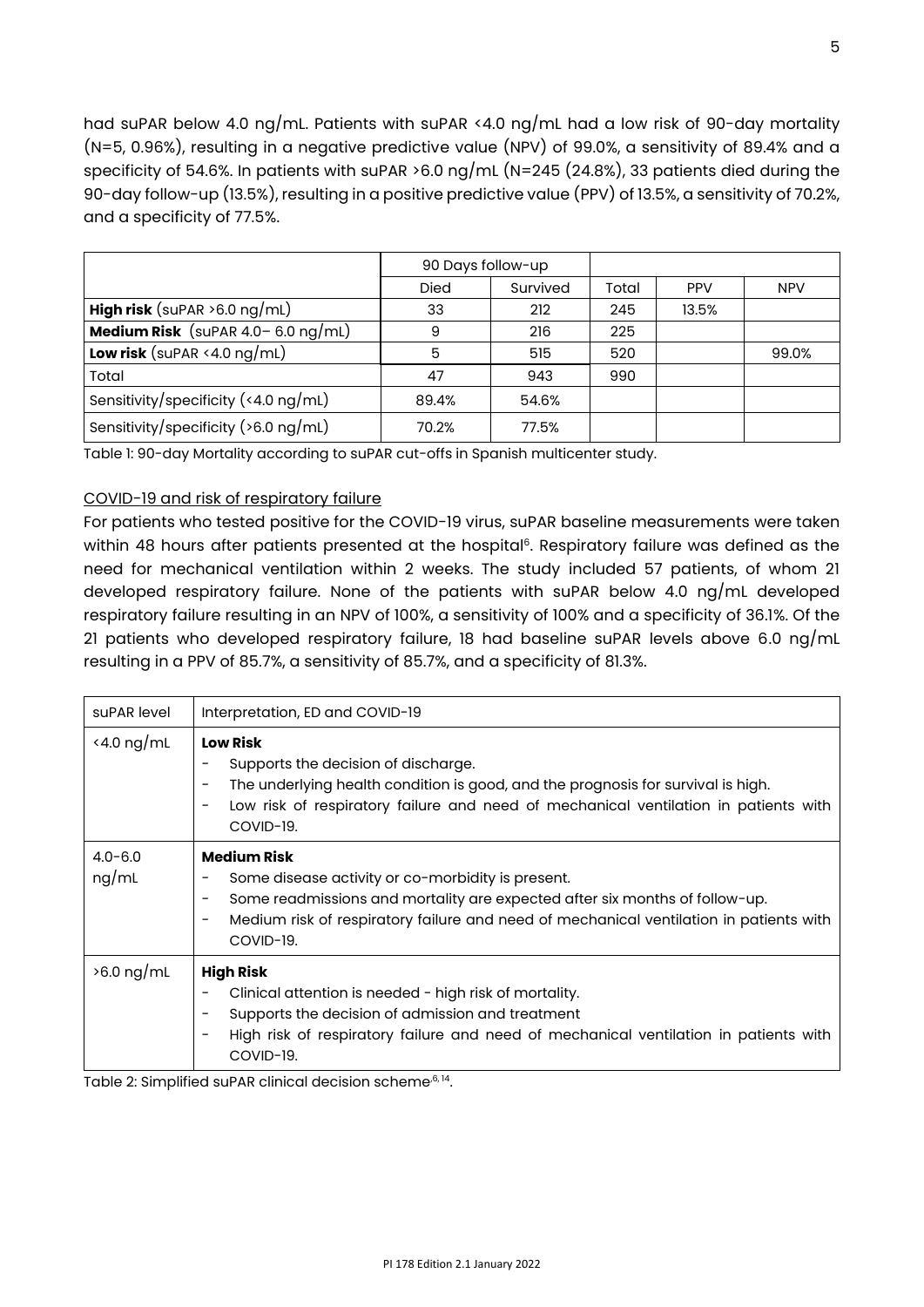had suPAR below 4.0 ng/mL. Patients with suPAR <4.0 ng/mL had a low risk of 90-day mortality (N=5, 0.96%), resulting in a negative predictive value (NPV) of 99.0%, a sensitivity of 89.4% and a specificity of 54.6%. In patients with suPAR >6.0 ng/mL (N=245 (24.8%), 33 patients died during the 90-day follow-up (13.5%), resulting in a positive predictive value (PPV) of 13.5%, a sensitivity of 70.2%, and a specificity of 77.5%.

| | 90 Days follow-up | | | | |
|---|---|---|---|---|---|
| | Died | Survived | Total | PPV | NPV |
| **High risk** (suPAR >6.0 ng/mL) | 33 | 212 | 245 | 13.5% | |
| **Medium Risk** (suPAR 4.0– 6.0 ng/mL) | 9 | 216 | 225 | | |
| **Low risk** (suPAR <4.0 ng/mL) | 5 | 515 | 520 | | 99.0% |
| Total | 47 | 943 | 990 | | |
| Sensitivity/specificity (<4.0 ng/mL) | 89.4% | 54.6% | | | |
| Sensitivity/specificity (>6.0 ng/mL) | 70.2% | 77.5% | | | |

Table 1: 90-day Mortality according to suPAR cut-offs in Spanish multicenter study.

<u>COVID-19 and risk of respiratory failure</u>

For patients who tested positive for the COVID-19 virus, suPAR baseline measurements were taken within 48 hours after patients presented at the hospital[6]. Respiratory failure was defined as the need for mechanical ventilation within 2 weeks. The study included 57 patients, of whom 21 developed respiratory failure. None of the patients with suPAR below 4.0 ng/mL developed respiratory failure resulting in an NPV of 100%, a sensitivity of 100% and a specificity of 36.1%. Of the 21 patients who developed respiratory failure, 18 had baseline suPAR levels above 6.0 ng/mL resulting in a PPV of 85.7%, a sensitivity of 85.7%, and a specificity of 81.3%.

| suPAR level | Interpretation, ED and COVID-19 |
|---|---|
| <4.0 ng/mL | **Low Risk**<br>- Supports the decision of discharge.<br>- The underlying health condition is good, and the prognosis for survival is high.<br>- Low risk of respiratory failure and need of mechanical ventilation in patients with COVID-19. |
| 4.0-6.0 ng/mL | **Medium Risk**<br>- Some disease activity or co-morbidity is present.<br>- Some readmissions and mortality are expected after six months of follow-up.<br>- Medium risk of respiratory failure and need of mechanical ventilation in patients with COVID-19. |
| >6.0 ng/mL | **High Risk**<br>- Clinical attention is needed - high risk of mortality.<br>- Supports the decision of admission and treatment<br>- High risk of respiratory failure and need of mechanical ventilation in patients with COVID-19. |

Table 2: Simplified suPAR clinical decision scheme[6,14].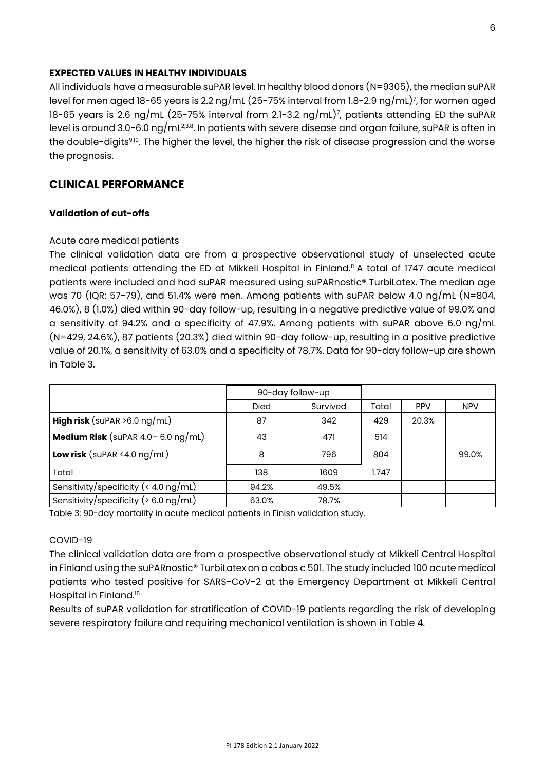### EXPECTED VALUES IN HEALTHY INDIVIDUALS

All individuals have a measurable suPAR level. In healthy blood donors (N=9305), the median suPAR level for men aged 18-65 years is 2.2 ng/mL (25-75% interval from 1.8-2.9 ng/mL)[7], for women aged 18-65 years is 2.6 ng/mL (25-75% interval from 2.1-3.2 ng/mL)[7], patients attending ED the suPAR level is around 3.0-6.0 ng/mL[2,3,8]. In patients with severe disease and organ failure, suPAR is often in the double-digits[9,10]. The higher the level, the higher the risk of disease progression and the worse the prognosis.

## CLINICAL PERFORMANCE

### Validation of cut-offs

Acute care medical patients

The clinical validation data are from a prospective observational study of unselected acute medical patients attending the ED at Mikkeli Hospital in Finland.[11] A total of 1747 acute medical patients were included and had suPAR measured using suPARnostic® TurbiLatex. The median age was 70 (IQR: 57-79), and 51.4% were men. Among patients with suPAR below 4.0 ng/mL (N=804, 46.0%), 8 (1.0%) died within 90-day follow-up, resulting in a negative predictive value of 99.0% and a sensitivity of 94.2% and a specificity of 47.9%. Among patients with suPAR above 6.0 ng/mL (N=429, 24.6%), 87 patients (20.3%) died within 90-day follow-up, resulting in a positive predictive value of 20.1%, a sensitivity of 63.0% and a specificity of 78.7%. Data for 90-day follow-up are shown in Table 3.

| | 90-day follow-up | | | | |
|---|---|---|---|---|---|
| | Died | Survived | Total | PPV | NPV |
| **High risk** (suPAR >6.0 ng/mL) | 87 | 342 | 429 | 20.3% | |
| **Medium Risk** (suPAR 4.0– 6.0 ng/mL) | 43 | 471 | 514 | | |
| **Low risk** (suPAR <4.0 ng/mL) | 8 | 796 | 804 | | 99.0% |
| Total | 138 | 1609 | 1.747 | | |
| Sensitivity/specificity (< 4.0 ng/mL) | 94.2% | 49.5% | | | |
| Sensitivity/specificity (> 6.0 ng/mL) | 63.0% | 78.7% | | | |

Table 3: 90-day mortality in acute medical patients in Finish validation study.

COVID-19

The clinical validation data are from a prospective observational study at Mikkeli Central Hospital in Finland using the suPARnostic® TurbiLatex on a cobas c 501. The study included 100 acute medical patients who tested positive for SARS-CoV-2 at the Emergency Department at Mikkeli Central Hospital in Finland.[15]

Results of suPAR validation for stratification of COVID-19 patients regarding the risk of developing severe respiratory failure and requiring mechanical ventilation is shown in Table 4.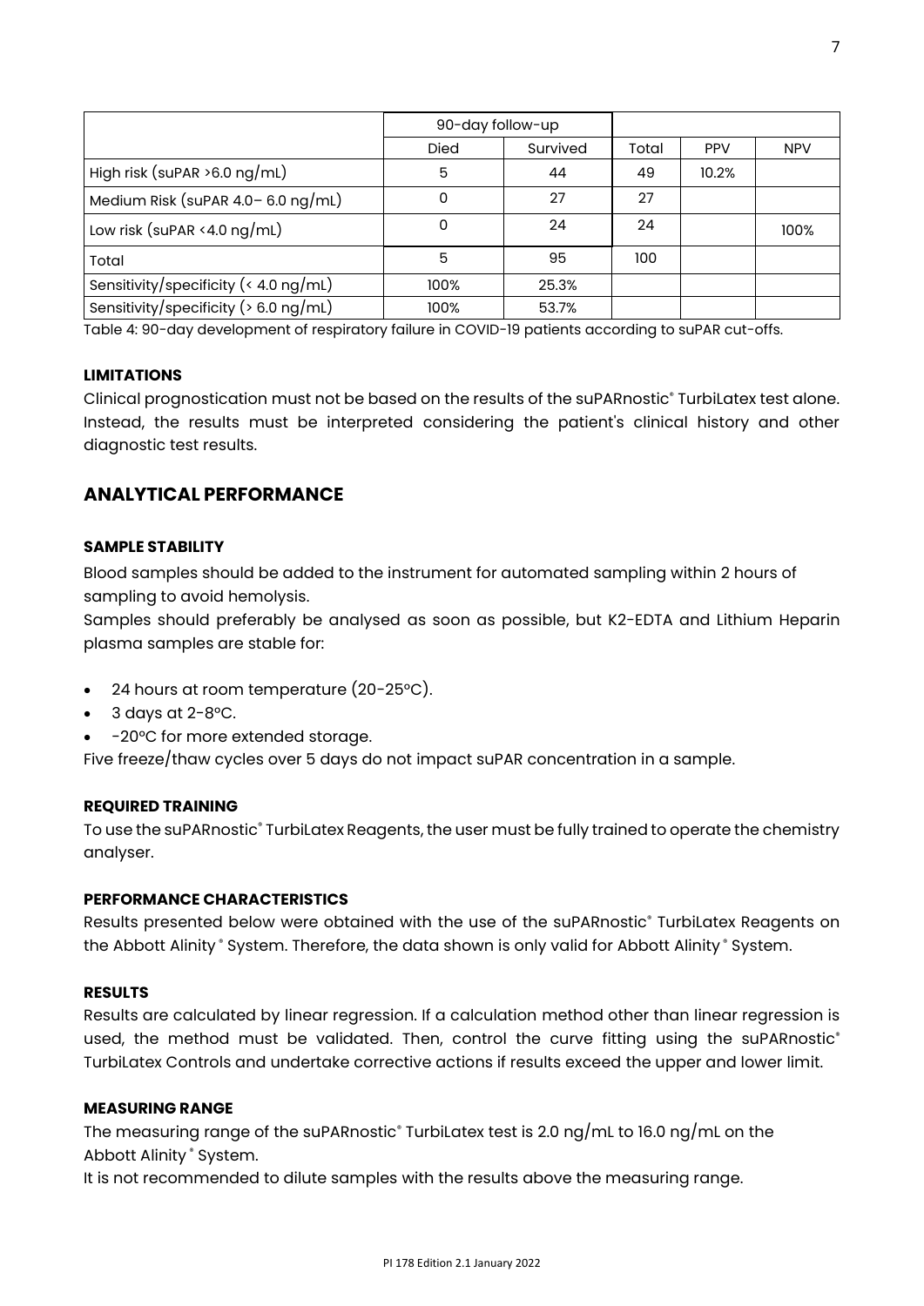| | 90-day follow-up | | | | |
|---|---|---|---|---|---|
| | Died | Survived | Total | PPV | NPV |
| High risk (suPAR >6.0 ng/mL) | 5 | 44 | 49 | 10.2% | |
| Medium Risk (suPAR 4.0– 6.0 ng/mL) | 0 | 27 | 27 | | |
| Low risk (suPAR <4.0 ng/mL) | 0 | 24 | 24 | | 100% |
| Total | 5 | 95 | 100 | | |
| Sensitivity/specificity (< 4.0 ng/mL) | 100% | 25.3% | | | |
| Sensitivity/specificity (> 6.0 ng/mL) | 100% | 53.7% | | | |

Table 4: 90-day development of respiratory failure in COVID-19 patients according to suPAR cut-offs.

### LIMITATIONS

Clinical prognostication must not be based on the results of the suPARnostic® TurbiLatex test alone. Instead, the results must be interpreted considering the patient's clinical history and other diagnostic test results.

## ANALYTICAL PERFORMANCE

### SAMPLE STABILITY

Blood samples should be added to the instrument for automated sampling within 2 hours of sampling to avoid hemolysis.

Samples should preferably be analysed as soon as possible, but K2-EDTA and Lithium Heparin plasma samples are stable for:

- 24 hours at room temperature (20-25°C).
- 3 days at 2-8°C.
- -20°C for more extended storage.

Five freeze/thaw cycles over 5 days do not impact suPAR concentration in a sample.

### REQUIRED TRAINING

To use the suPARnostic® TurbiLatex Reagents, the user must be fully trained to operate the chemistry analyser.

### PERFORMANCE CHARACTERISTICS

Results presented below were obtained with the use of the suPARnostic® TurbiLatex Reagents on the Abbott Alinity® System. Therefore, the data shown is only valid for Abbott Alinity® System.

### RESULTS

Results are calculated by linear regression. If a calculation method other than linear regression is used, the method must be validated. Then, control the curve fitting using the suPARnostic® TurbiLatex Controls and undertake corrective actions if results exceed the upper and lower limit.

### MEASURING RANGE

The measuring range of the suPARnostic® TurbiLatex test is 2.0 ng/mL to 16.0 ng/mL on the Abbott Alinity® System.

It is not recommended to dilute samples with the results above the measuring range.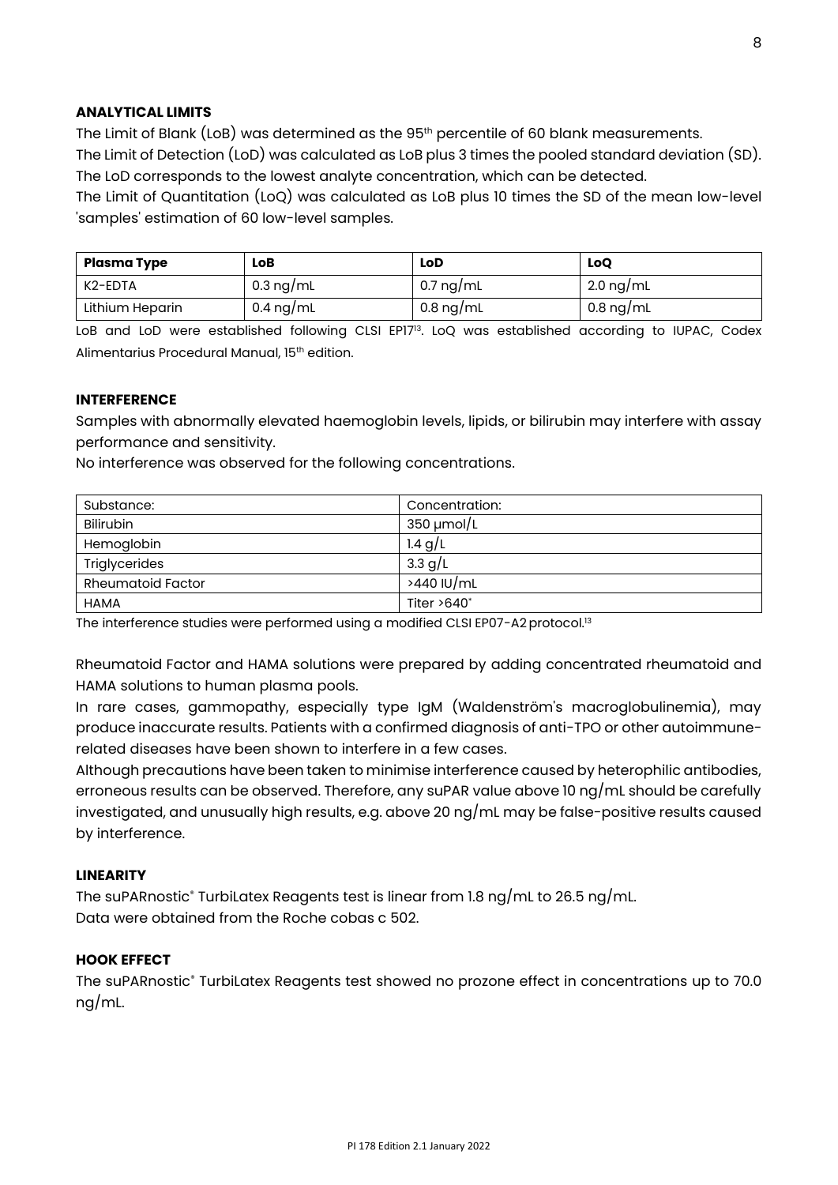## ANALYTICAL LIMITS

The Limit of Blank (LoB) was determined as the 95th percentile of 60 blank measurements.
The Limit of Detection (LoD) was calculated as LoB plus 3 times the pooled standard deviation (SD). The LoD corresponds to the lowest analyte concentration, which can be detected.
The Limit of Quantitation (LoQ) was calculated as LoB plus 10 times the SD of the mean low-level 'samples' estimation of 60 low-level samples.

| Plasma Type | LoB | LoD | LoQ |
|---|---|---|---|
| K2-EDTA | 0.3 ng/mL | 0.7 ng/mL | 2.0 ng/mL |
| Lithium Heparin | 0.4 ng/mL | 0.8 ng/mL | 0.8 ng/mL |

LoB and LoD were established following CLSI EP17[13]. LoQ was established according to IUPAC, Codex Alimentarius Procedural Manual, 15th edition.

## INTERFERENCE

Samples with abnormally elevated haemoglobin levels, lipids, or bilirubin may interfere with assay performance and sensitivity.
No interference was observed for the following concentrations.

| Substance: | Concentration: |
|---|---|
| Bilirubin | 350 µmol/L |
| Hemoglobin | 1.4 g/L |
| Triglycerides | 3.3 g/L |
| Rheumatoid Factor | >440 IU/mL |
| HAMA | Titer >640* |

The interference studies were performed using a modified CLSI EP07-A2 protocol.[13]

Rheumatoid Factor and HAMA solutions were prepared by adding concentrated rheumatoid and HAMA solutions to human plasma pools.
In rare cases, gammopathy, especially type IgM (Waldenström's macroglobulinemia), may produce inaccurate results. Patients with a confirmed diagnosis of anti-TPO or other autoimmune-related diseases have been shown to interfere in a few cases.
Although precautions have been taken to minimise interference caused by heterophilic antibodies, erroneous results can be observed. Therefore, any suPAR value above 10 ng/mL should be carefully investigated, and unusually high results, e.g. above 20 ng/mL may be false-positive results caused by interference.

## LINEARITY

The suPARnostic® TurbiLatex Reagents test is linear from 1.8 ng/mL to 26.5 ng/mL.
Data were obtained from the Roche cobas c 502.

## HOOK EFFECT

The suPARnostic® TurbiLatex Reagents test showed no prozone effect in concentrations up to 70.0 ng/mL.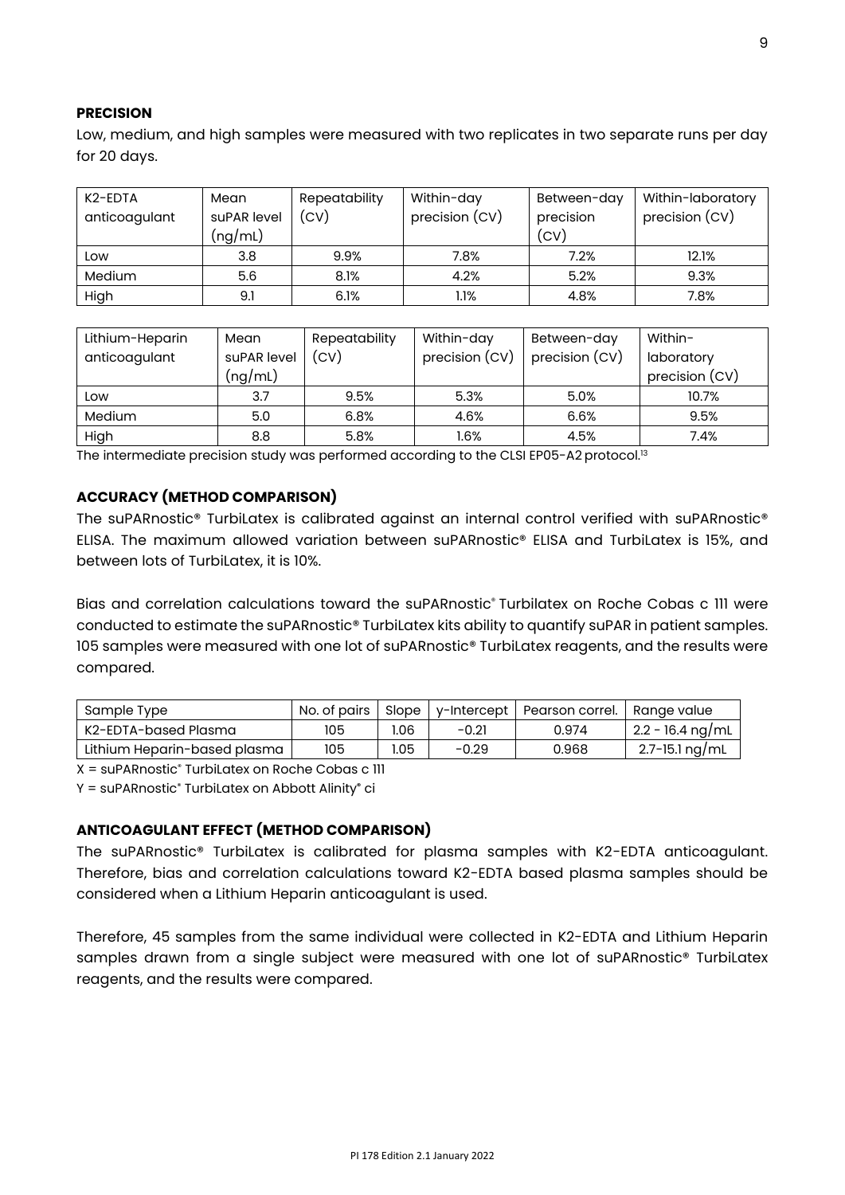## PRECISION

Low, medium, and high samples were measured with two replicates in two separate runs per day for 20 days.

| K2-EDTA anticoagulant | Mean suPAR level (ng/mL) | Repeatability (CV) | Within-day precision (CV) | Between-day precision (CV) | Within-laboratory precision (CV) |
|---|---|---|---|---|---|
| Low | 3.8 | 9.9% | 7.8% | 7.2% | 12.1% |
| Medium | 5.6 | 8.1% | 4.2% | 5.2% | 9.3% |
| High | 9.1 | 6.1% | 1.1% | 4.8% | 7.8% |

| Lithium-Heparin anticoagulant | Mean suPAR level (ng/mL) | Repeatability (CV) | Within-day precision (CV) | Between-day precision (CV) | Within-laboratory precision (CV) |
|---|---|---|---|---|---|
| Low | 3.7 | 9.5% | 5.3% | 5.0% | 10.7% |
| Medium | 5.0 | 6.8% | 4.6% | 6.6% | 9.5% |
| High | 8.8 | 5.8% | 1.6% | 4.5% | 7.4% |

The intermediate precision study was performed according to the CLSI EP05-A2 protocol.[13]

## ACCURACY (METHOD COMPARISON)

The suPARnostic® TurbiLatex is calibrated against an internal control verified with suPARnostic® ELISA. The maximum allowed variation between suPARnostic® ELISA and TurbiLatex is 15%, and between lots of TurbiLatex, it is 10%.

Bias and correlation calculations toward the suPARnostic® Turbilatex on Roche Cobas c 111 were conducted to estimate the suPARnostic® TurbiLatex kits ability to quantify suPAR in patient samples. 105 samples were measured with one lot of suPARnostic® TurbiLatex reagents, and the results were compared.

| Sample Type | No. of pairs | Slope | y-Intercept | Pearson correl. | Range value |
|---|---|---|---|---|---|
| K2-EDTA-based Plasma | 105 | 1.06 | -0.21 | 0.974 | 2.2 - 16.4 ng/mL |
| Lithium Heparin-based plasma | 105 | 1.05 | -0.29 | 0.968 | 2.7-15.1 ng/mL |

X = suPARnostic® TurbiLatex on Roche Cobas c 111

Y = suPARnostic® TurbiLatex on Abbott Alinity® ci

## ANTICOAGULANT EFFECT (METHOD COMPARISON)

The suPARnostic® TurbiLatex is calibrated for plasma samples with K2-EDTA anticoagulant. Therefore, bias and correlation calculations toward K2-EDTA based plasma samples should be considered when a Lithium Heparin anticoagulant is used.

Therefore, 45 samples from the same individual were collected in K2-EDTA and Lithium Heparin samples drawn from a single subject were measured with one lot of suPARnostic® TurbiLatex reagents, and the results were compared.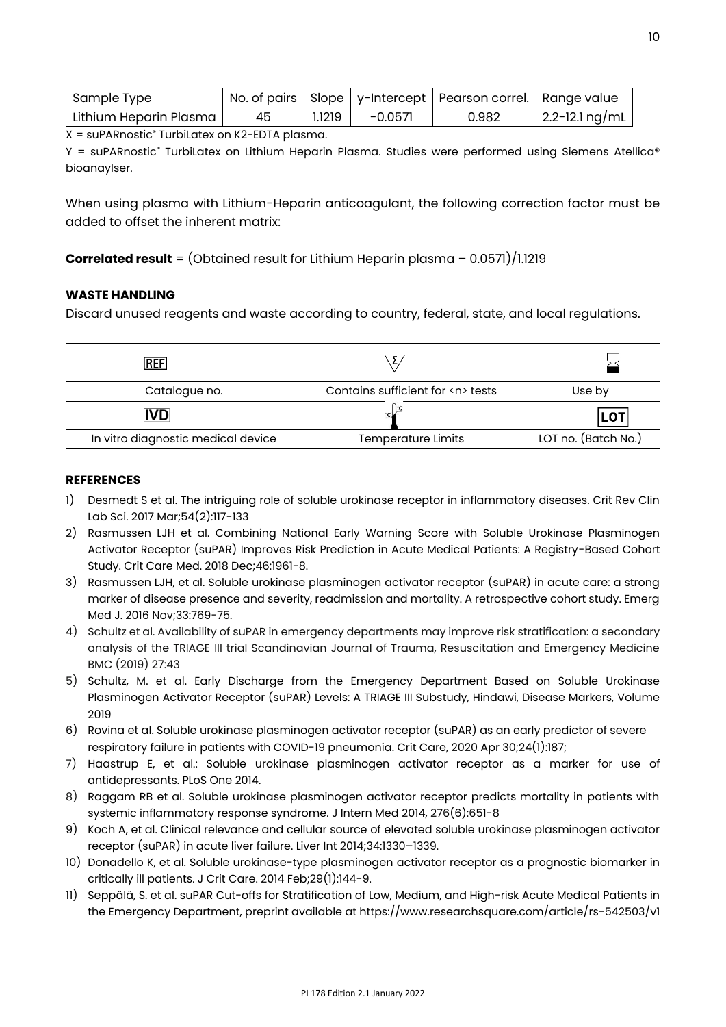| Sample Type | No. of pairs | Slope | y-Intercept | Pearson correl. | Range value |
|---|---|---|---|---|---|
| Lithium Heparin Plasma | 45 | 1.1219 | -0.0571 | 0.982 | 2.2-12.1 ng/mL |

X = suPARnostic® TurbiLatex on K2-EDTA plasma.

Y = suPARnostic® TurbiLatex on Lithium Heparin Plasma. Studies were performed using Siemens Atellica® bioanaylser.

When using plasma with Lithium-Heparin anticoagulant, the following correction factor must be added to offset the inherent matrix:

**Correlated result** = (Obtained result for Lithium Heparin plasma – 0.0571)/1.1219

**WASTE HANDLING**

Discard unused reagents and waste according to country, federal, state, and local regulations.

| REF | Σ | ⌛ |
|---|---|---|
| Catalogue no. | Contains sufficient for <n> tests | Use by |
| IVD | 🌡 | LOT |
| In vitro diagnostic medical device | Temperature Limits | LOT no. (Batch No.) |

**REFERENCES**

1) Desmedt S et al. The intriguing role of soluble urokinase receptor in inflammatory diseases. Crit Rev Clin Lab Sci. 2017 Mar;54(2):117-133
2) Rasmussen LJH et al. Combining National Early Warning Score with Soluble Urokinase Plasminogen Activator Receptor (suPAR) Improves Risk Prediction in Acute Medical Patients: A Registry-Based Cohort Study. Crit Care Med. 2018 Dec;46:1961-8.
3) Rasmussen LJH, et al. Soluble urokinase plasminogen activator receptor (suPAR) in acute care: a strong marker of disease presence and severity, readmission and mortality. A retrospective cohort study. Emerg Med J. 2016 Nov;33:769-75.
4) Schultz et al. Availability of suPAR in emergency departments may improve risk stratification: a secondary analysis of the TRIAGE III trial Scandinavian Journal of Trauma, Resuscitation and Emergency Medicine BMC (2019) 27:43
5) Schultz, M. et al. Early Discharge from the Emergency Department Based on Soluble Urokinase Plasminogen Activator Receptor (suPAR) Levels: A TRIAGE III Substudy, Hindawi, Disease Markers, Volume 2019
6) Rovina et al. Soluble urokinase plasminogen activator receptor (suPAR) as an early predictor of severe respiratory failure in patients with COVID-19 pneumonia. Crit Care, 2020 Apr 30;24(1):187;
7) Haastrup E, et al.: Soluble urokinase plasminogen activator receptor as a marker for use of antidepressants. PLoS One 2014.
8) Raggam RB et al. Soluble urokinase plasminogen activator receptor predicts mortality in patients with systemic inflammatory response syndrome. J Intern Med 2014, 276(6):651-8
9) Koch A, et al. Clinical relevance and cellular source of elevated soluble urokinase plasminogen activator receptor (suPAR) in acute liver failure. Liver Int 2014;34:1330–1339.
10) Donadello K, et al. Soluble urokinase-type plasminogen activator receptor as a prognostic biomarker in critically ill patients. J Crit Care. 2014 Feb;29(1):144-9.
11) Seppälä, S. et al. suPAR Cut-offs for Stratification of Low, Medium, and High-risk Acute Medical Patients in the Emergency Department, preprint available at https://www.researchsquare.com/article/rs-542503/v1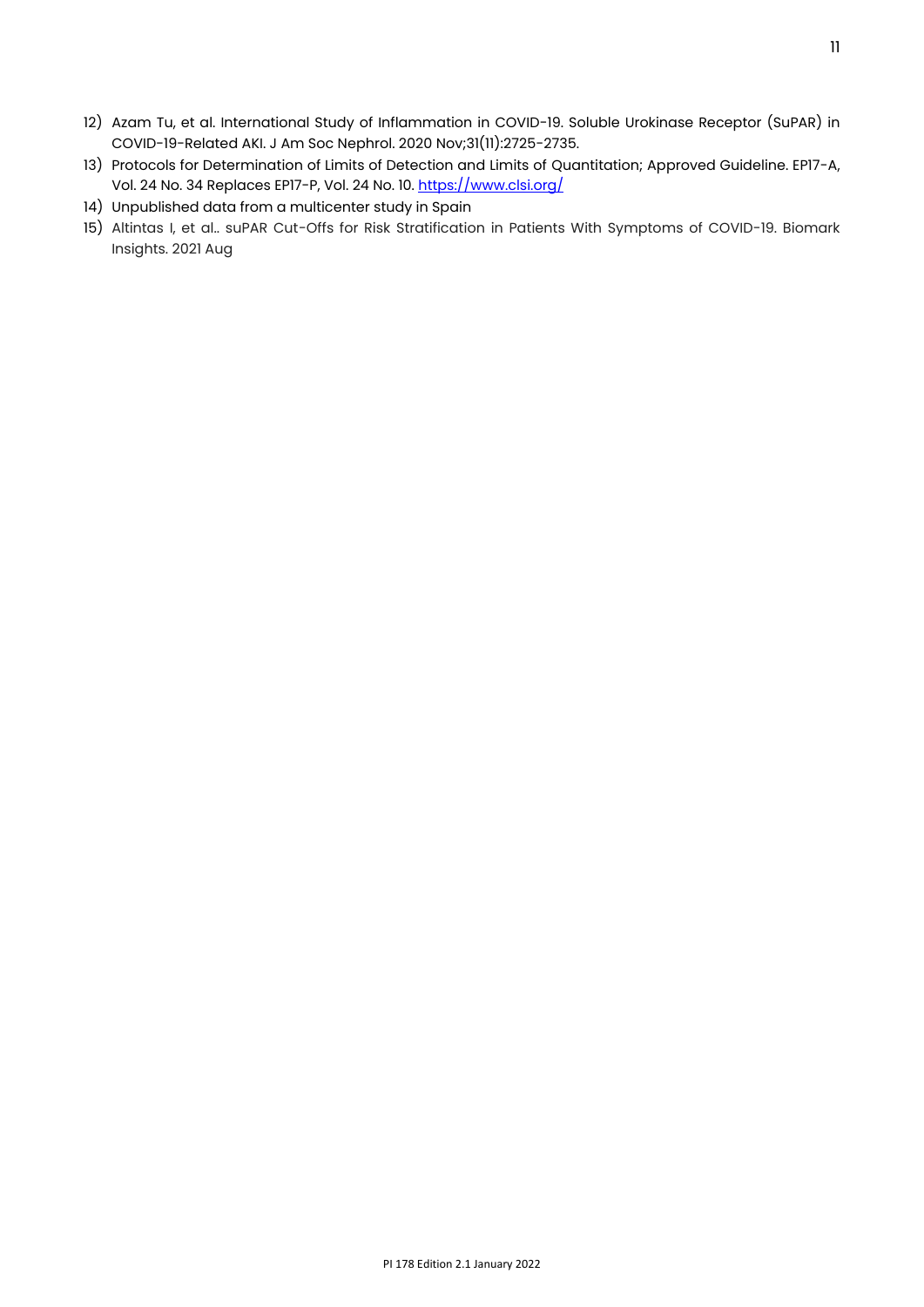12) Azam Tu, et al. International Study of Inflammation in COVID-19. Soluble Urokinase Receptor (SuPAR) in COVID-19-Related AKI. J Am Soc Nephrol. 2020 Nov;31(11):2725-2735.
13) Protocols for Determination of Limits of Detection and Limits of Quantitation; Approved Guideline. EP17-A, Vol. 24 No. 34 Replaces EP17-P, Vol. 24 No. 10. https://www.clsi.org/
14) Unpublished data from a multicenter study in Spain
15) Altintas I, et al.. suPAR Cut-Offs for Risk Stratification in Patients With Symptoms of COVID-19. Biomark Insights. 2021 Aug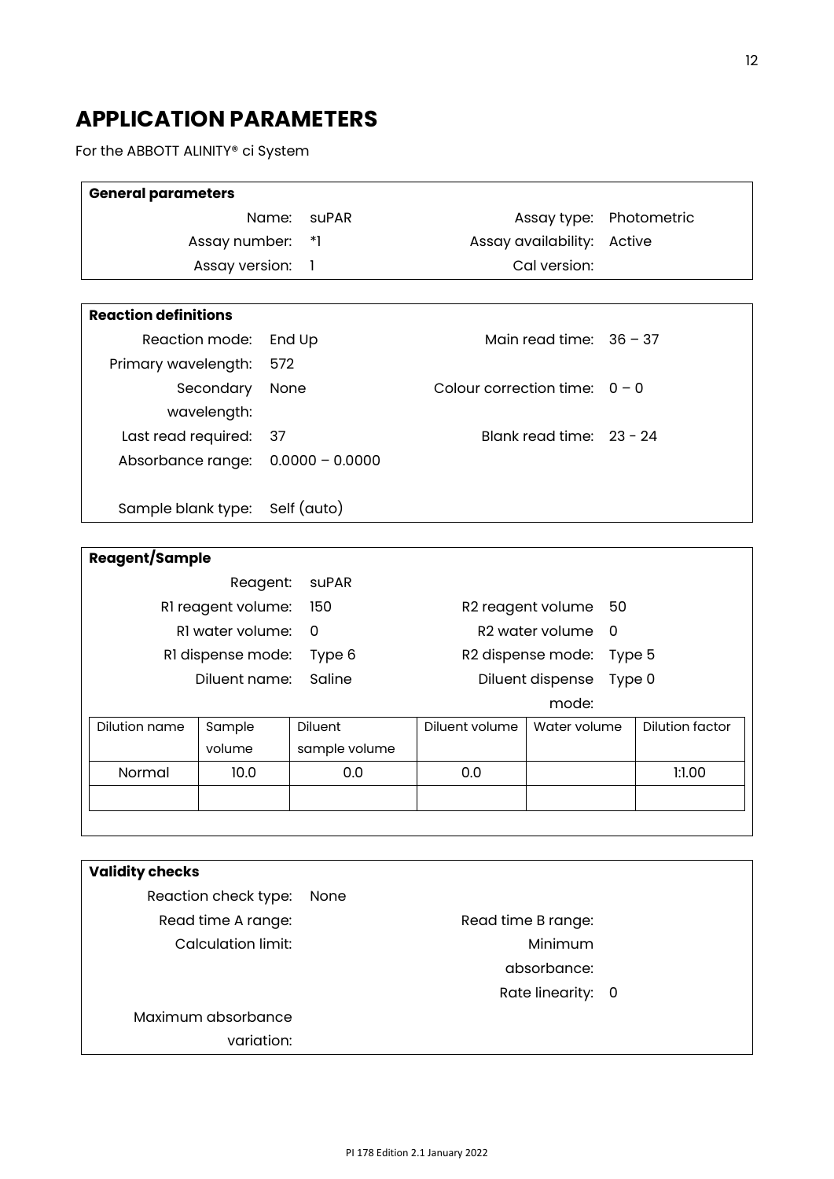# APPLICATION PARAMETERS

For the ABBOTT ALINITY® ci System

| **General parameters** | | | |
|---|---|---|---|
| Name: | suPAR | Assay type: | Photometric |
| Assay number: | *1 | Assay availability: | Active |
| Assay version: | 1 | Cal version: | |

| **Reaction definitions** | | | |
|---|---|---|---|
| Reaction mode: | End Up | Main read time: | 36 – 37 |
| Primary wavelength: | 572 | | |
| Secondary wavelength: | None | Colour correction time: | 0 – 0 |
| Last read required: | 37 | Blank read time: | 23 - 24 |
| Absorbance range: | 0.0000 – 0.0000 | | |
| Sample blank type: | Self (auto) | | |

| **Reagent/Sample** | | | |
|---|---|---|---|
| Reagent: | suPAR | | |
| R1 reagent volume: | 150 | R2 reagent volume | 50 |
| R1 water volume: | 0 | R2 water volume | 0 |
| R1 dispense mode: | Type 6 | R2 dispense mode: | Type 5 |
| Diluent name: | Saline | Diluent dispense mode: | Type 0 |

| Dilution name | Sample volume | Diluent sample volume | Diluent volume | Water volume | Dilution factor |
|---|---|---|---|---|---|
| Normal | 10.0 | 0.0 | 0.0 | | 1:1.00 |
| | | | | | |

| **Validity checks** | | | |
|---|---|---|---|
| Reaction check type: | None | | |
| Read time A range: | | Read time B range: | |
| Calculation limit: | | Minimum absorbance: | |
| | | Rate linearity: | 0 |
| Maximum absorbance variation: | | | |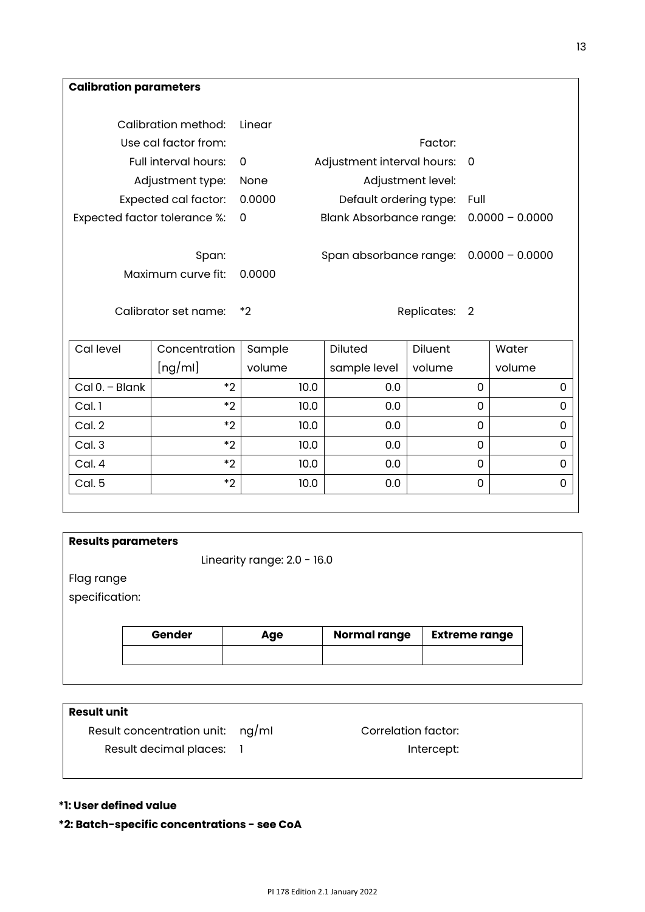**Calibration parameters**

| | | | |
|---|---|---|---|
| Calibration method: | Linear | | |
| Use cal factor from: | | Factor: | |
| Full interval hours: | 0 | Adjustment interval hours: | 0 |
| Adjustment type: | None | Adjustment level: | |
| Expected cal factor: | 0.0000 | Default ordering type: | Full |
| Expected factor tolerance %: | 0 | Blank Absorbance range: | 0.0000 – 0.0000 |
| Span: | | Span absorbance range: | 0.0000 – 0.0000 |
| Maximum curve fit: | 0.0000 | | |
| Calibrator set name: | *2 | Replicates: | 2 |

| Cal level | Concentration [ng/ml] | Sample volume | Diluted sample level | Diluent volume | Water volume |
|---|---|---|---|---|---|
| Cal 0. – Blank | *2 | 10.0 | 0.0 | 0 | 0 |
| Cal. 1 | *2 | 10.0 | 0.0 | 0 | 0 |
| Cal. 2 | *2 | 10.0 | 0.0 | 0 | 0 |
| Cal. 3 | *2 | 10.0 | 0.0 | 0 | 0 |
| Cal. 4 | *2 | 10.0 | 0.0 | 0 | 0 |
| Cal. 5 | *2 | 10.0 | 0.0 | 0 | 0 |

**Results parameters**

Linearity range: 2.0 - 16.0

Flag range specification:

| Gender | Age | Normal range | Extreme range |
|---|---|---|---|
| | | | |

**Result unit**

| | | | |
|---|---|---|---|
| Result concentration unit: | ng/ml | Correlation factor: | |
| Result decimal places: | 1 | Intercept: | |

**\*1: User defined value**

**\*2: Batch-specific concentrations - see CoA**